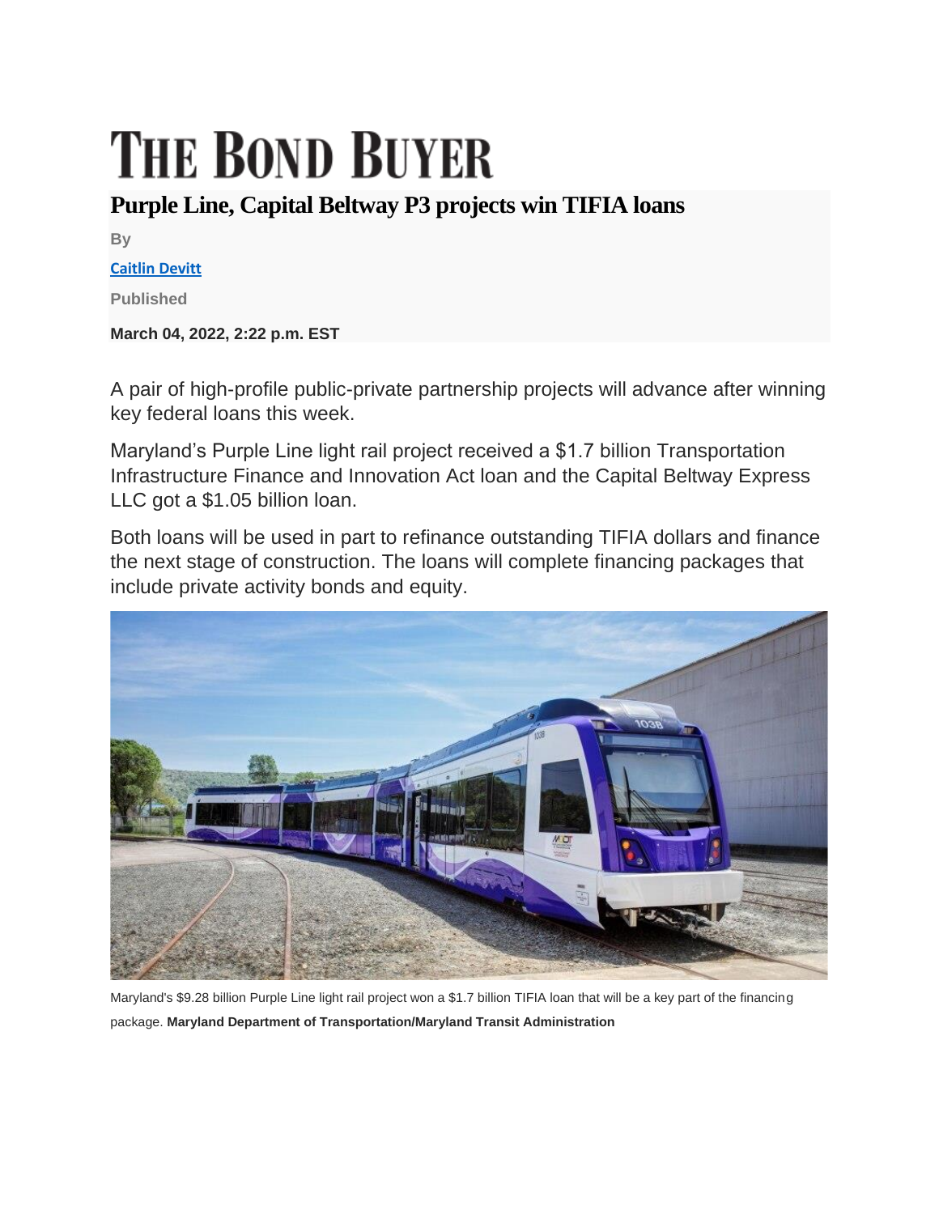# THE BOND BUYER

## Purple Line, Capital Beltway P3 projects win TIFIA loans

By

Caitlin Devitt

Published

**March 04, 2022, 2:22 p.m. EST**

A pair of high-profile public-private partnership projects will advance after winning key federal loans this week.

Maryland's Purple Line light rail project received a $1.7 billion Transportation Infrastructure Finance and Innovation Act loan and the Capital Beltway Express LLC got a $1.05 billion loan.

Both loans will be used in part to refinance outstanding TIFIA dollars and finance the next stage of construction. The loans will complete financing packages that include private activity bonds and equity.

Maryland's $9.28 billion Purple Line light rail project won a $1.7 billion TIFIA loan that will be a key part of the financing package. **Maryland Department of Transportation/Maryland Transit Administration**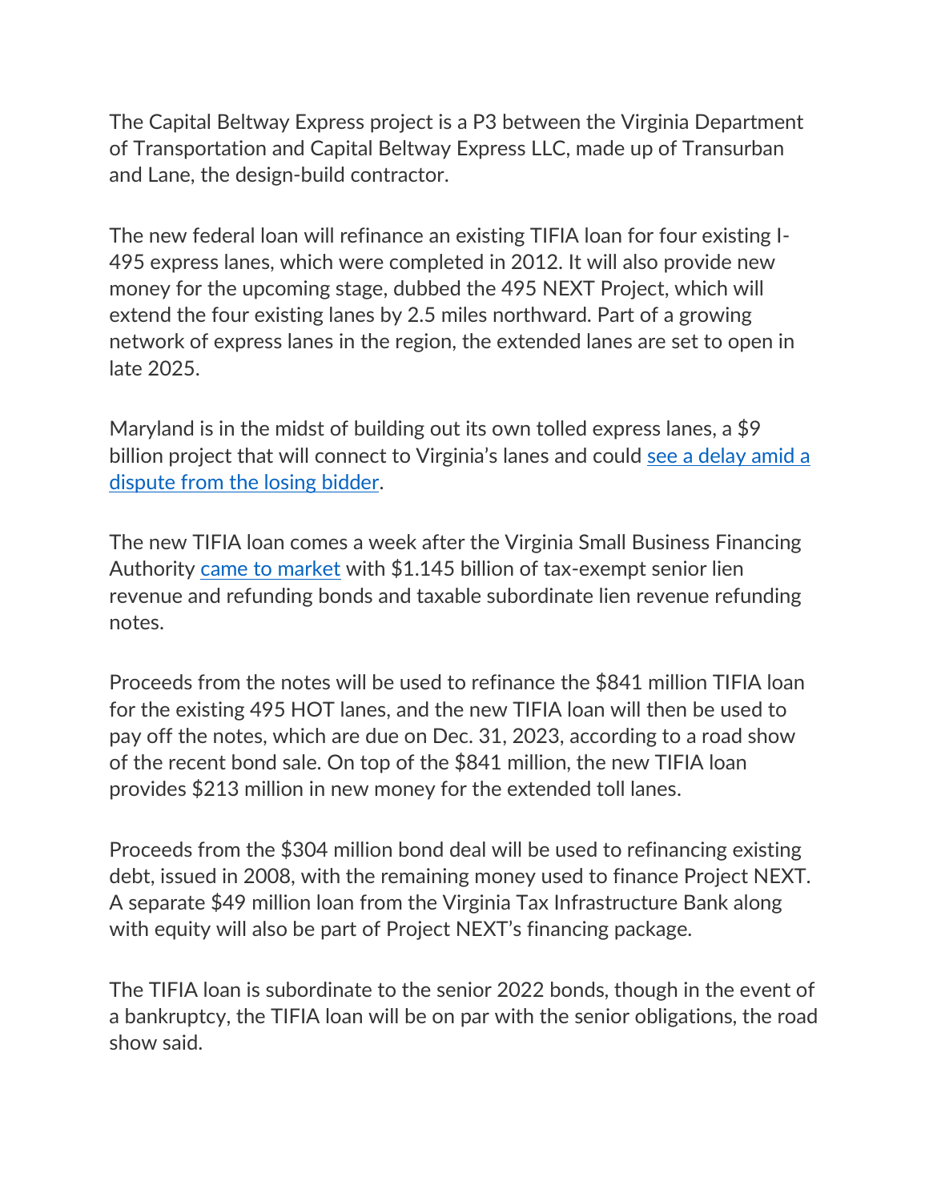The Capital Beltway Express project is a P3 between the Virginia Department of Transportation and Capital Beltway Express LLC, made up of Transurban and Lane, the design-build contractor.

The new federal loan will refinance an existing TIFIA loan for four existing I-495 express lanes, which were completed in 2012. It will also provide new money for the upcoming stage, dubbed the 495 NEXT Project, which will extend the four existing lanes by 2.5 miles northward. Part of a growing network of express lanes in the region, the extended lanes are set to open in late 2025.

Maryland is in the midst of building out its own tolled express lanes, a $9 billion project that will connect to Virginia's lanes and could see a delay amid a dispute from the losing bidder.

The new TIFIA loan comes a week after the Virginia Small Business Financing Authority came to market with $1.145 billion of tax-exempt senior lien revenue and refunding bonds and taxable subordinate lien revenue refunding notes.

Proceeds from the notes will be used to refinance the $841 million TIFIA loan for the existing 495 HOT lanes, and the new TIFIA loan will then be used to pay off the notes, which are due on Dec. 31, 2023, according to a road show of the recent bond sale. On top of the $841 million, the new TIFIA loan provides $213 million in new money for the extended toll lanes.

Proceeds from the $304 million bond deal will be used to refinancing existing debt, issued in 2008, with the remaining money used to finance Project NEXT. A separate $49 million loan from the Virginia Tax Infrastructure Bank along with equity will also be part of Project NEXT's financing package.

The TIFIA loan is subordinate to the senior 2022 bonds, though in the event of a bankruptcy, the TIFIA loan will be on par with the senior obligations, the road show said.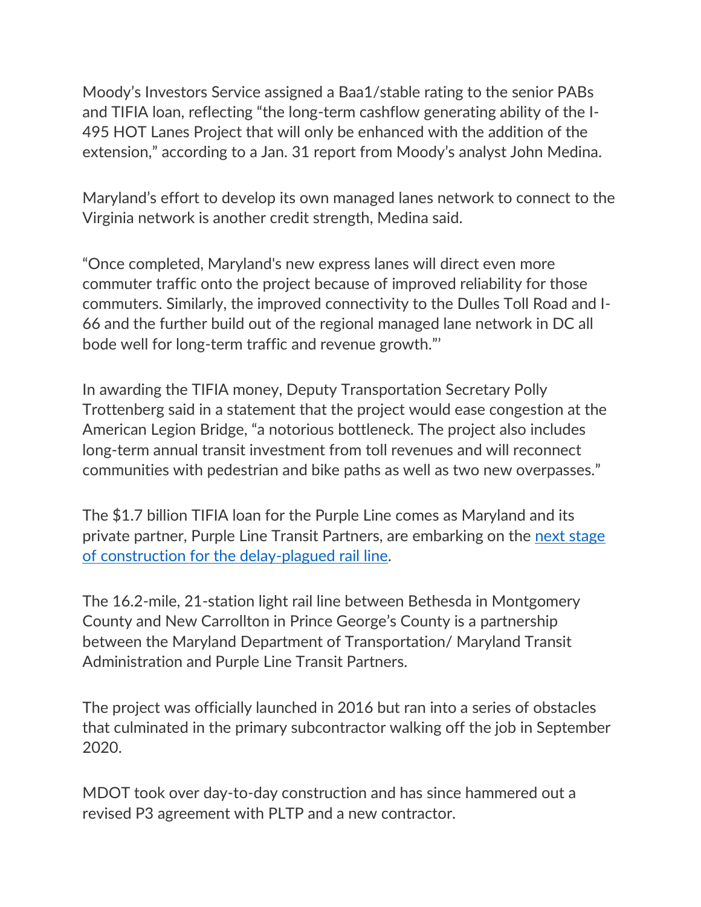Moody's Investors Service assigned a Baa1/stable rating to the senior PABs and TIFIA loan, reflecting "the long-term cashflow generating ability of the I-495 HOT Lanes Project that will only be enhanced with the addition of the extension," according to a Jan. 31 report from Moody's analyst John Medina.

Maryland's effort to develop its own managed lanes network to connect to the Virginia network is another credit strength, Medina said.

"Once completed, Maryland's new express lanes will direct even more commuter traffic onto the project because of improved reliability for those commuters. Similarly, the improved connectivity to the Dulles Toll Road and I-66 and the further build out of the regional managed lane network in DC all bode well for long-term traffic and revenue growth."'

In awarding the TIFIA money, Deputy Transportation Secretary Polly Trottenberg said in a statement that the project would ease congestion at the American Legion Bridge, "a notorious bottleneck. The project also includes long-term annual transit investment from toll revenues and will reconnect communities with pedestrian and bike paths as well as two new overpasses."

The $1.7 billion TIFIA loan for the Purple Line comes as Maryland and its private partner, Purple Line Transit Partners, are embarking on the next stage of construction for the delay-plagued rail line.

The 16.2-mile, 21-station light rail line between Bethesda in Montgomery County and New Carrollton in Prince George's County is a partnership between the Maryland Department of Transportation/ Maryland Transit Administration and Purple Line Transit Partners.

The project was officially launched in 2016 but ran into a series of obstacles that culminated in the primary subcontractor walking off the job in September 2020.

MDOT took over day-to-day construction and has since hammered out a revised P3 agreement with PLTP and a new contractor.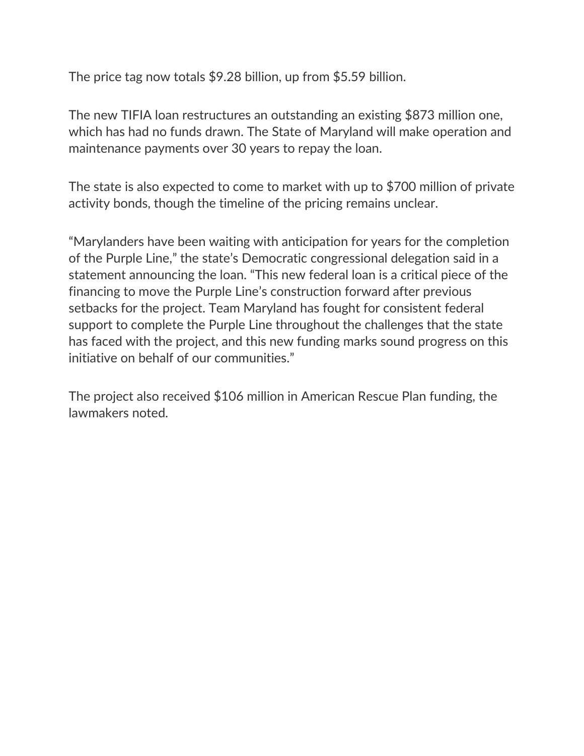The price tag now totals $9.28 billion, up from $5.59 billion.

The new TIFIA loan restructures an outstanding an existing $873 million one, which has had no funds drawn. The State of Maryland will make operation and maintenance payments over 30 years to repay the loan.

The state is also expected to come to market with up to $700 million of private activity bonds, though the timeline of the pricing remains unclear.

“Marylanders have been waiting with anticipation for years for the completion of the Purple Line,” the state’s Democratic congressional delegation said in a statement announcing the loan. “This new federal loan is a critical piece of the financing to move the Purple Line’s construction forward after previous setbacks for the project. Team Maryland has fought for consistent federal support to complete the Purple Line throughout the challenges that the state has faced with the project, and this new funding marks sound progress on this initiative on behalf of our communities.”

The project also received $106 million in American Rescue Plan funding, the lawmakers noted.